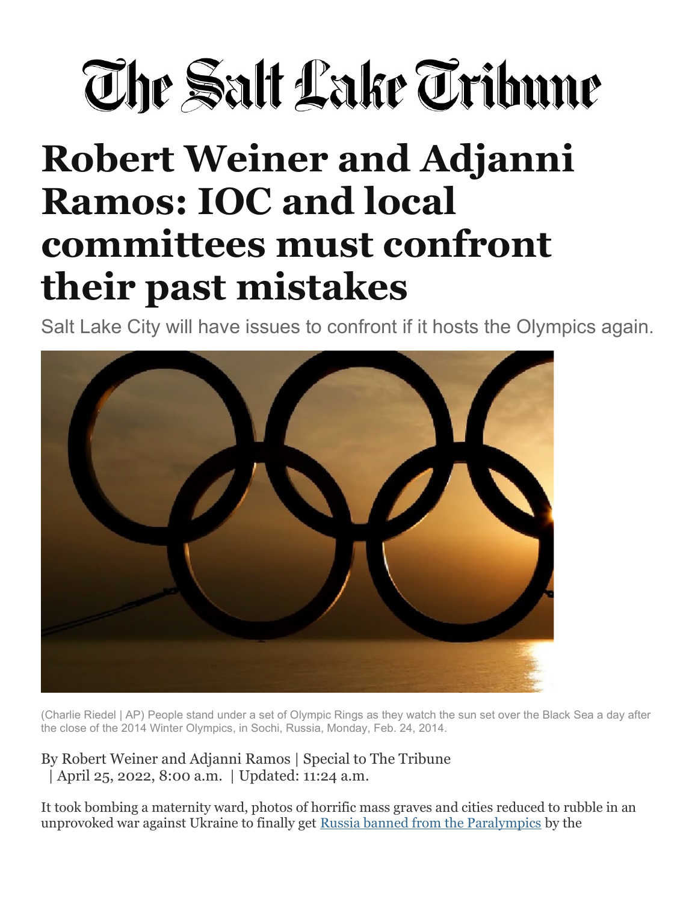The Salt Lake Tribune

# Robert Weiner and Adjanni Ramos: IOC and local committees must confront their past mistakes

Salt Lake City will have issues to confront if it hosts the Olympics again.

(Charlie Riedel | AP) People stand under a set of Olympic Rings as they watch the sun set over the Black Sea a day after the close of the 2014 Winter Olympics, in Sochi, Russia, Monday, Feb. 24, 2014.

By Robert Weiner and Adjanni Ramos | Special to The Tribune
| April 25, 2022, 8:00 a.m. | Updated: 11:24 a.m.

It took bombing a maternity ward, photos of horrific mass graves and cities reduced to rubble in an unprovoked war against Ukraine to finally get Russia banned from the Paralympics by the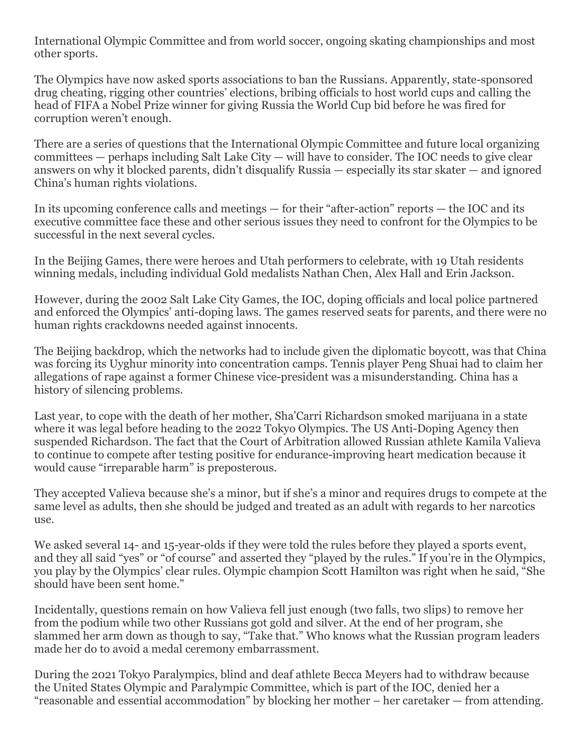International Olympic Committee and from world soccer, ongoing skating championships and most other sports.

The Olympics have now asked sports associations to ban the Russians. Apparently, state-sponsored drug cheating, rigging other countries' elections, bribing officials to host world cups and calling the head of FIFA a Nobel Prize winner for giving Russia the World Cup bid before he was fired for corruption weren't enough.

There are a series of questions that the International Olympic Committee and future local organizing committees — perhaps including Salt Lake City — will have to consider. The IOC needs to give clear answers on why it blocked parents, didn't disqualify Russia — especially its star skater — and ignored China's human rights violations.

In its upcoming conference calls and meetings — for their "after-action" reports — the IOC and its executive committee face these and other serious issues they need to confront for the Olympics to be successful in the next several cycles.

In the Beijing Games, there were heroes and Utah performers to celebrate, with 19 Utah residents winning medals, including individual Gold medalists Nathan Chen, Alex Hall and Erin Jackson.

However, during the 2002 Salt Lake City Games, the IOC, doping officials and local police partnered and enforced the Olympics' anti-doping laws. The games reserved seats for parents, and there were no human rights crackdowns needed against innocents.

The Beijing backdrop, which the networks had to include given the diplomatic boycott, was that China was forcing its Uyghur minority into concentration camps. Tennis player Peng Shuai had to claim her allegations of rape against a former Chinese vice-president was a misunderstanding. China has a history of silencing problems.

Last year, to cope with the death of her mother, Sha'Carri Richardson smoked marijuana in a state where it was legal before heading to the 2022 Tokyo Olympics. The US Anti-Doping Agency then suspended Richardson. The fact that the Court of Arbitration allowed Russian athlete Kamila Valieva to continue to compete after testing positive for endurance-improving heart medication because it would cause "irreparable harm" is preposterous.

They accepted Valieva because she's a minor, but if she's a minor and requires drugs to compete at the same level as adults, then she should be judged and treated as an adult with regards to her narcotics use.

We asked several 14- and 15-year-olds if they were told the rules before they played a sports event, and they all said "yes" or "of course" and asserted they "played by the rules." If you're in the Olympics, you play by the Olympics' clear rules. Olympic champion Scott Hamilton was right when he said, "She should have been sent home."

Incidentally, questions remain on how Valieva fell just enough (two falls, two slips) to remove her from the podium while two other Russians got gold and silver. At the end of her program, she slammed her arm down as though to say, "Take that." Who knows what the Russian program leaders made her do to avoid a medal ceremony embarrassment.

During the 2021 Tokyo Paralympics, blind and deaf athlete Becca Meyers had to withdraw because the United States Olympic and Paralympic Committee, which is part of the IOC, denied her a "reasonable and essential accommodation" by blocking her mother – her caretaker — from attending.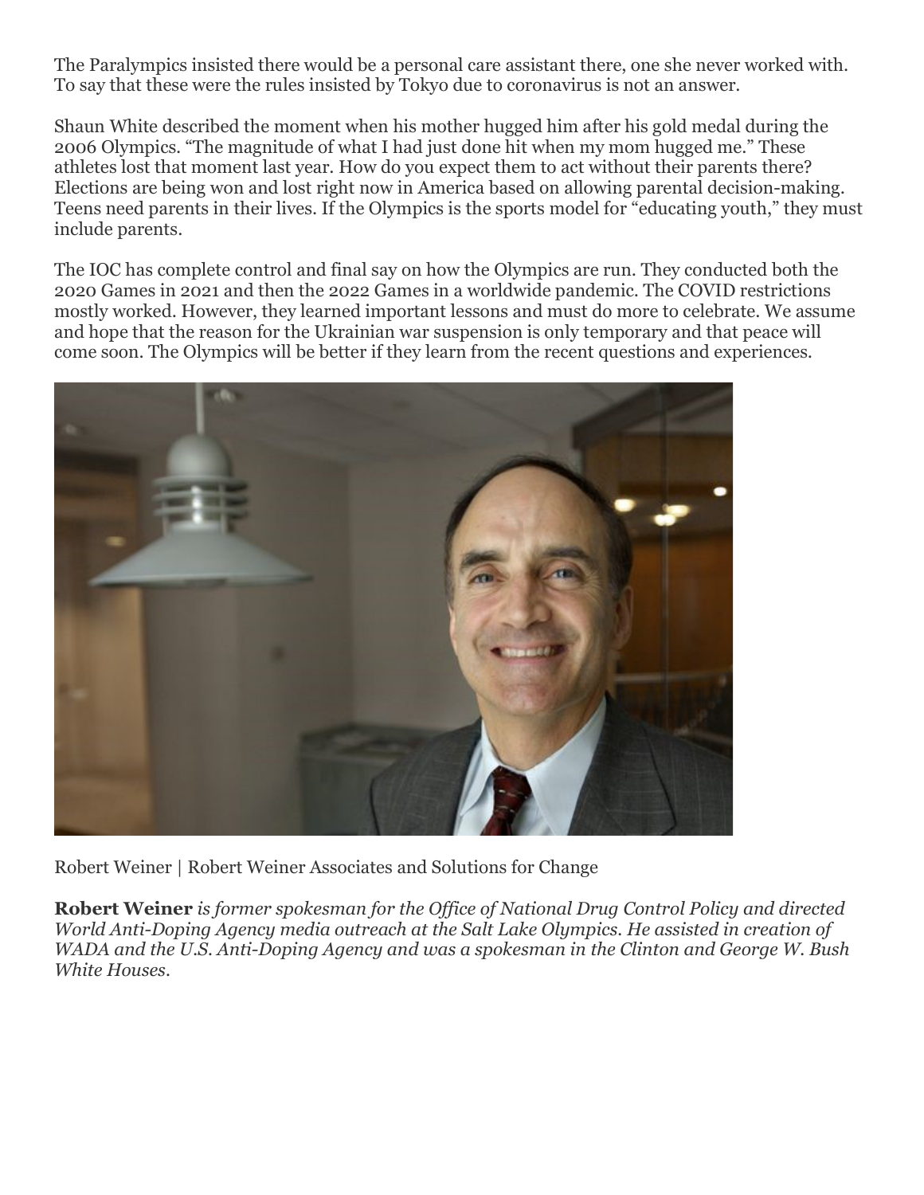The Paralympics insisted there would be a personal care assistant there, one she never worked with. To say that these were the rules insisted by Tokyo due to coronavirus is not an answer.

Shaun White described the moment when his mother hugged him after his gold medal during the 2006 Olympics. "The magnitude of what I had just done hit when my mom hugged me." These athletes lost that moment last year. How do you expect them to act without their parents there? Elections are being won and lost right now in America based on allowing parental decision-making. Teens need parents in their lives. If the Olympics is the sports model for "educating youth," they must include parents.

The IOC has complete control and final say on how the Olympics are run. They conducted both the 2020 Games in 2021 and then the 2022 Games in a worldwide pandemic. The COVID restrictions mostly worked. However, they learned important lessons and must do more to celebrate. We assume and hope that the reason for the Ukrainian war suspension is only temporary and that peace will come soon. The Olympics will be better if they learn from the recent questions and experiences.

Robert Weiner | Robert Weiner Associates and Solutions for Change

**Robert Weiner** *is former spokesman for the Office of National Drug Control Policy and directed World Anti-Doping Agency media outreach at the Salt Lake Olympics. He assisted in creation of WADA and the U.S. Anti-Doping Agency and was a spokesman in the Clinton and George W. Bush White Houses.*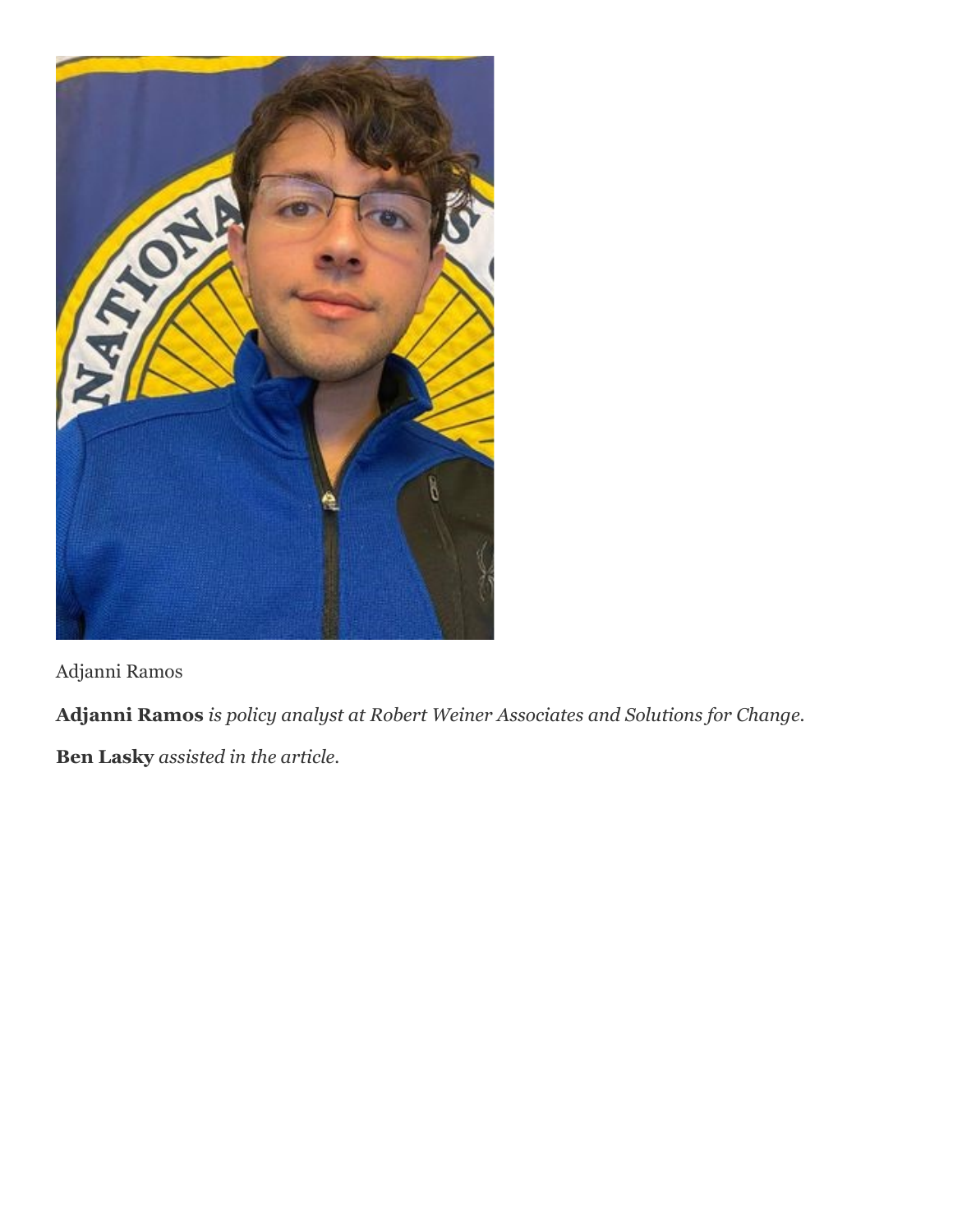Adjanni Ramos

**Adjanni Ramos** *is policy analyst at Robert Weiner Associates and Solutions for Change.*

**Ben Lasky** *assisted in the article.*